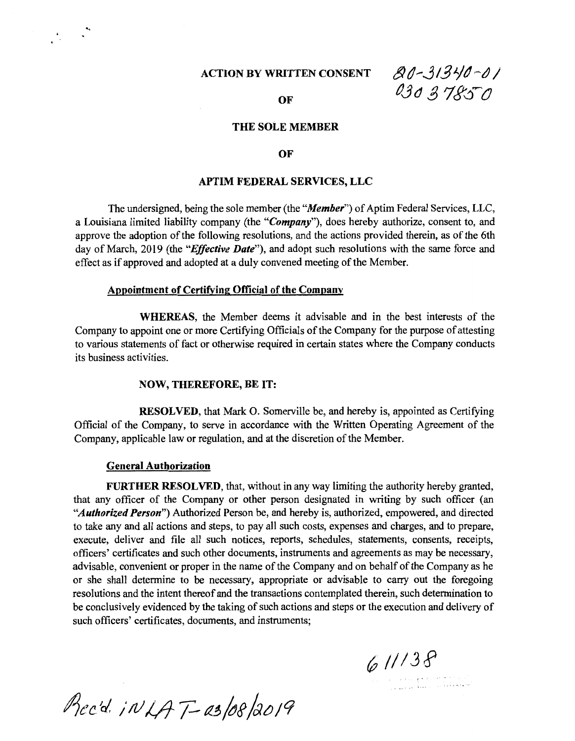# ACTION BY WRITTEN CONSENT

80-31340-01
03037850

**OF**

**THE SOLE MEMBER**

**OF**

**APTIM FEDERAL SERVICES, LLC**

The undersigned, being the sole member (the "***Member***") of Aptim Federal Services, LLC, a Louisiana limited liability company (the "***Company***"), does hereby authorize, consent to, and approve the adoption of the following resolutions, and the actions provided therein, as of the 6th day of March, 2019 (the "***Effective Date***"), and adopt such resolutions with the same force and effect as if approved and adopted at a duly convened meeting of the Member.

**Appointment of Certifying Official of the Company**

**WHEREAS**, the Member deems it advisable and in the best interests of the Company to appoint one or more Certifying Officials of the Company for the purpose of attesting to various statements of fact or otherwise required in certain states where the Company conducts its business activities.

**NOW, THEREFORE, BE IT:**

**RESOLVED**, that Mark O. Somerville be, and hereby is, appointed as Certifying Official of the Company, to serve in accordance with the Written Operating Agreement of the Company, applicable law or regulation, and at the discretion of the Member.

**General Authorization**

**FURTHER RESOLVED**, that, without in any way limiting the authority hereby granted, that any officer of the Company or other person designated in writing by such officer (an "***Authorized Person***") Authorized Person be, and hereby is, authorized, empowered, and directed to take any and all actions and steps, to pay all such costs, expenses and charges, and to prepare, execute, deliver and file all such notices, reports, schedules, statements, consents, receipts, officers' certificates and such other documents, instruments and agreements as may be necessary, advisable, convenient or proper in the name of the Company and on behalf of the Company as he or she shall determine to be necessary, appropriate or advisable to carry out the foregoing resolutions and the intent thereof and the transactions contemplated therein, such determination to be conclusively evidenced by the taking of such actions and steps or the execution and delivery of such officers' certificates, documents, and instruments;

611138

Rec'd. in LAT-03/08/2019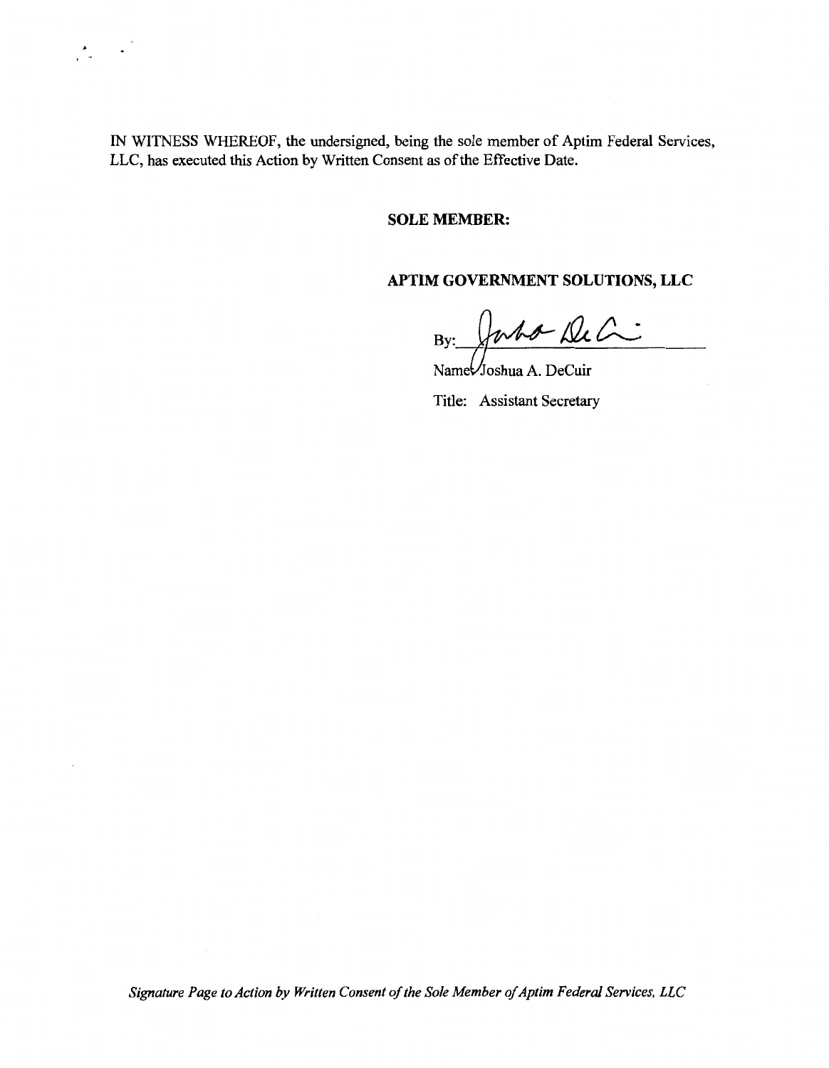IN WITNESS WHEREOF, the undersigned, being the sole member of Aptim Federal Services, LLC, has executed this Action by Written Consent as of the Effective Date.

**SOLE MEMBER:**

**APTIM GOVERNMENT SOLUTIONS, LLC**

By: ______________________

Name: Joshua A. DeCuir

Title: Assistant Secretary

*Signature Page to Action by Written Consent of the Sole Member of Aptim Federal Services, LLC*